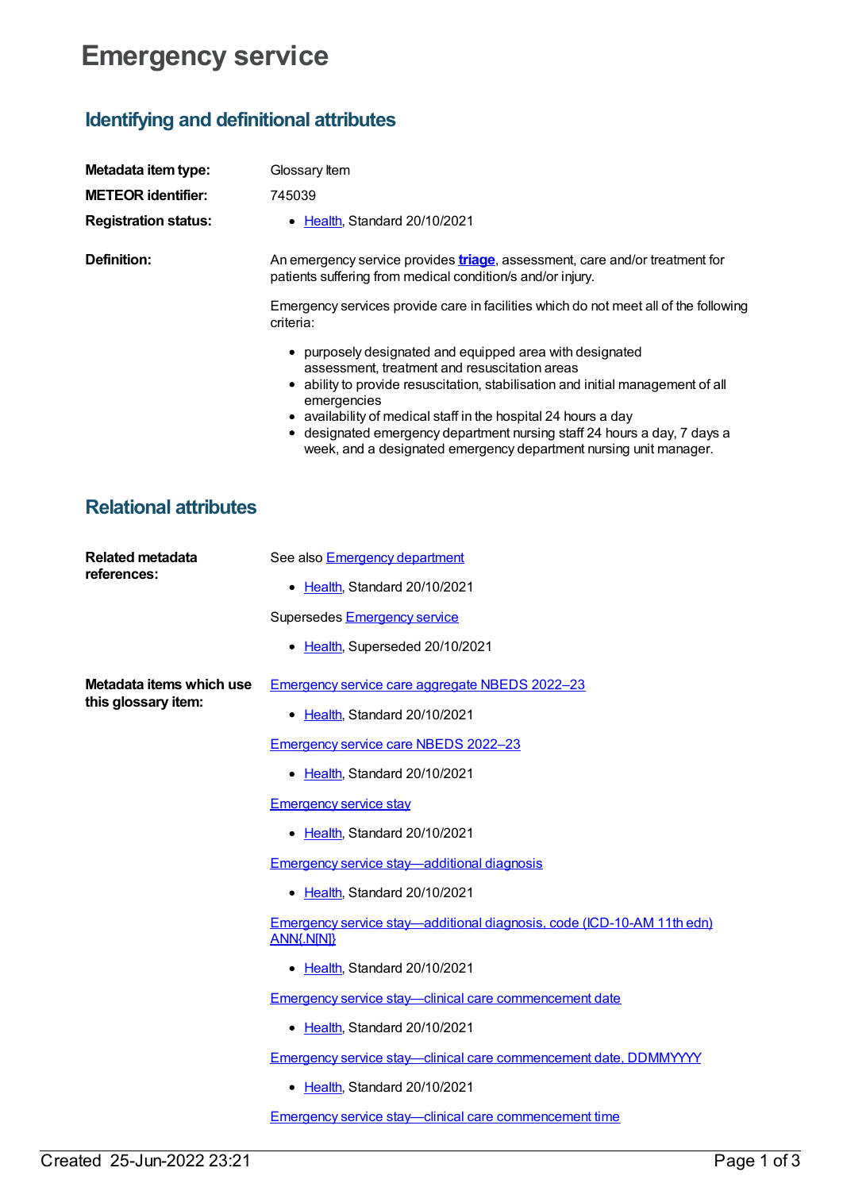# Emergency service

## Identifying and definitional attributes

**Metadata item type:** Glossary Item

**METEOR identifier:** 745039

**Registration status:**

- Health, Standard 20/10/2021

**Definition:**

An emergency service provides **triage**, assessment, care and/or treatment for patients suffering from medical condition/s and/or injury.

Emergency services provide care in facilities which do not meet all of the following criteria:

- purposely designated and equipped area with designated assessment, treatment and resuscitation areas
- ability to provide resuscitation, stabilisation and initial management of all emergencies
- availability of medical staff in the hospital 24 hours a day
- designated emergency department nursing staff 24 hours a day, 7 days a week, and a designated emergency department nursing unit manager.

## Relational attributes

**Related metadata references:**

See also Emergency department

- Health, Standard 20/10/2021

Supersedes Emergency service

- Health, Superseded 20/10/2021

**Metadata items which use this glossary item:**

Emergency service care aggregate NBEDS 2022–23

- Health, Standard 20/10/2021

Emergency service care NBEDS 2022–23

- Health, Standard 20/10/2021

Emergency service stay

- Health, Standard 20/10/2021

Emergency service stay—additional diagnosis

- Health, Standard 20/10/2021

Emergency service stay—additional diagnosis, code (ICD-10-AM 11th edn) ANN{.N[N]}

- Health, Standard 20/10/2021

Emergency service stay—clinical care commencement date

- Health, Standard 20/10/2021

Emergency service stay—clinical care commencement date, DDMMYYYY

- Health, Standard 20/10/2021

Emergency service stay—clinical care commencement time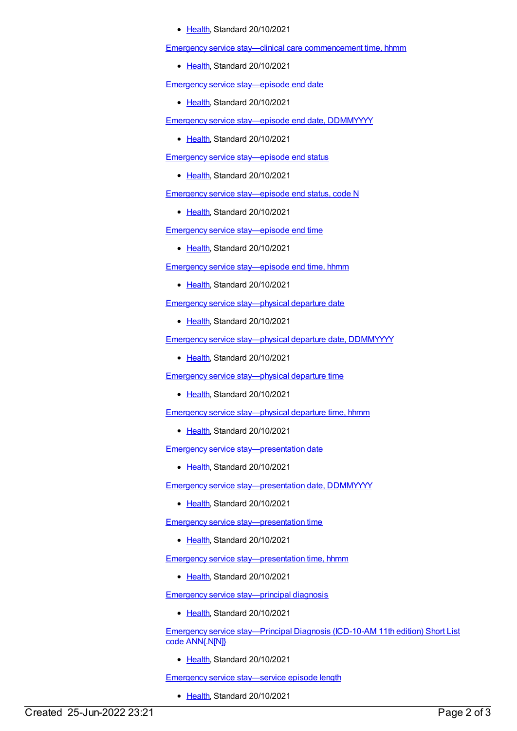- Health, Standard 20/10/2021

Emergency service stay—clinical care commencement time, hhmm

- Health, Standard 20/10/2021

Emergency service stay—episode end date

- Health, Standard 20/10/2021

Emergency service stay—episode end date, DDMMYYYY

- Health, Standard 20/10/2021

Emergency service stay—episode end status

- Health, Standard 20/10/2021

Emergency service stay—episode end status, code N

- Health, Standard 20/10/2021

Emergency service stay—episode end time

- Health, Standard 20/10/2021

Emergency service stay—episode end time, hhmm

- Health, Standard 20/10/2021

Emergency service stay—physical departure date

- Health, Standard 20/10/2021

Emergency service stay—physical departure date, DDMMYYYY

- Health, Standard 20/10/2021

Emergency service stay—physical departure time

- Health, Standard 20/10/2021

Emergency service stay—physical departure time, hhmm

- Health, Standard 20/10/2021

Emergency service stay—presentation date

- Health, Standard 20/10/2021

Emergency service stay—presentation date, DDMMYYYY

- Health, Standard 20/10/2021

Emergency service stay—presentation time

- Health, Standard 20/10/2021

Emergency service stay—presentation time, hhmm

- Health, Standard 20/10/2021

Emergency service stay—principal diagnosis

- Health, Standard 20/10/2021

Emergency service stay—Principal Diagnosis (ICD-10-AM 11th edition) Short List code ANN{.N[N]}

- Health, Standard 20/10/2021

Emergency service stay—service episode length

- Health, Standard 20/10/2021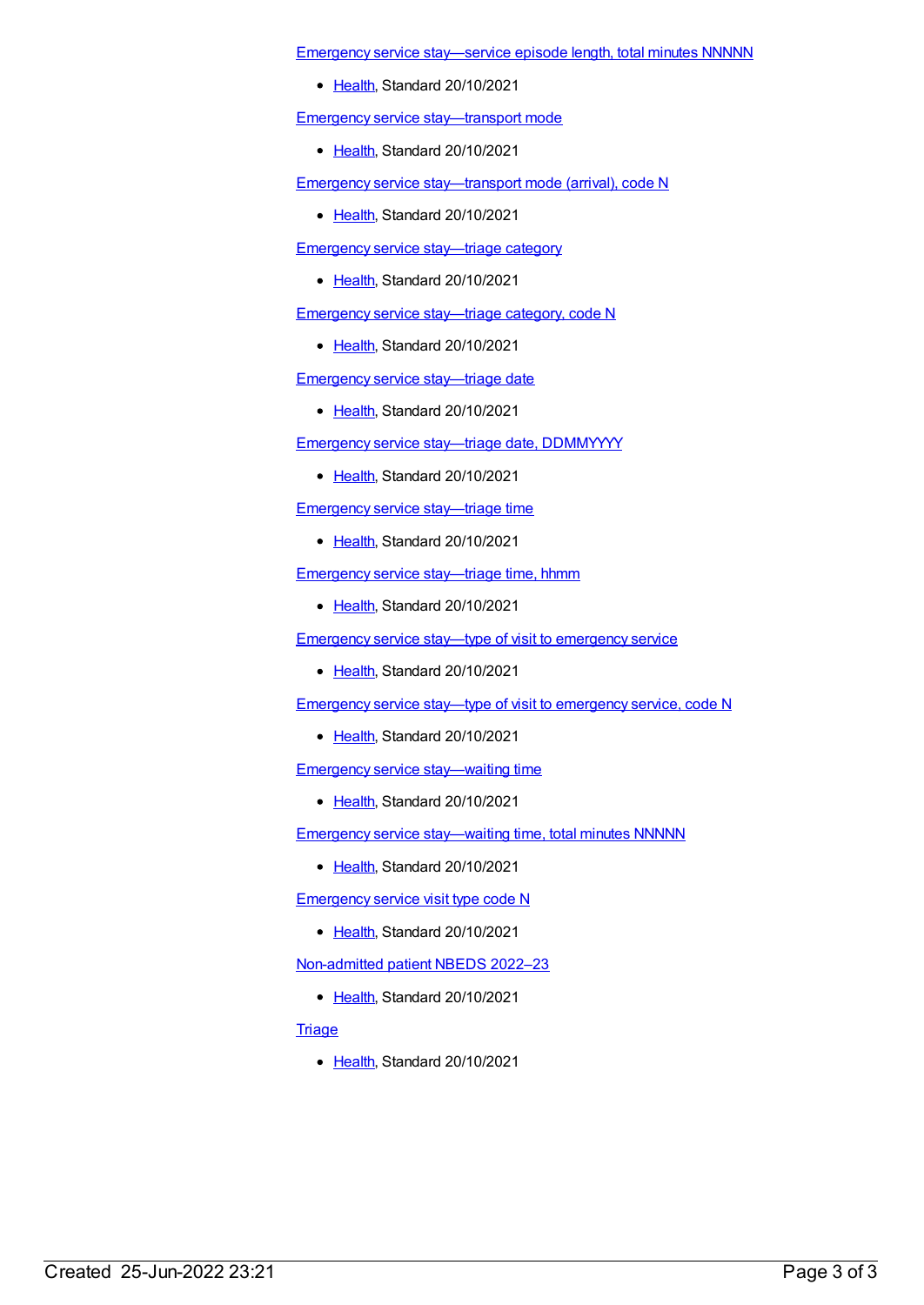Emergency service stay—service episode length, total minutes NNNNN

- Health, Standard 20/10/2021

Emergency service stay—transport mode

- Health, Standard 20/10/2021

Emergency service stay—transport mode (arrival), code N

- Health, Standard 20/10/2021

Emergency service stay—triage category

- Health, Standard 20/10/2021

Emergency service stay—triage category, code N

- Health, Standard 20/10/2021

Emergency service stay—triage date

- Health, Standard 20/10/2021

Emergency service stay—triage date, DDMMYYYY

- Health, Standard 20/10/2021

Emergency service stay—triage time

- Health, Standard 20/10/2021

Emergency service stay—triage time, hhmm

- Health, Standard 20/10/2021

Emergency service stay—type of visit to emergency service

- Health, Standard 20/10/2021

Emergency service stay—type of visit to emergency service, code N

- Health, Standard 20/10/2021

Emergency service stay—waiting time

- Health, Standard 20/10/2021

Emergency service stay—waiting time, total minutes NNNNN

- Health, Standard 20/10/2021

Emergency service visit type code N

- Health, Standard 20/10/2021

Non-admitted patient NBEDS 2022–23

- Health, Standard 20/10/2021

Triage

- Health, Standard 20/10/2021